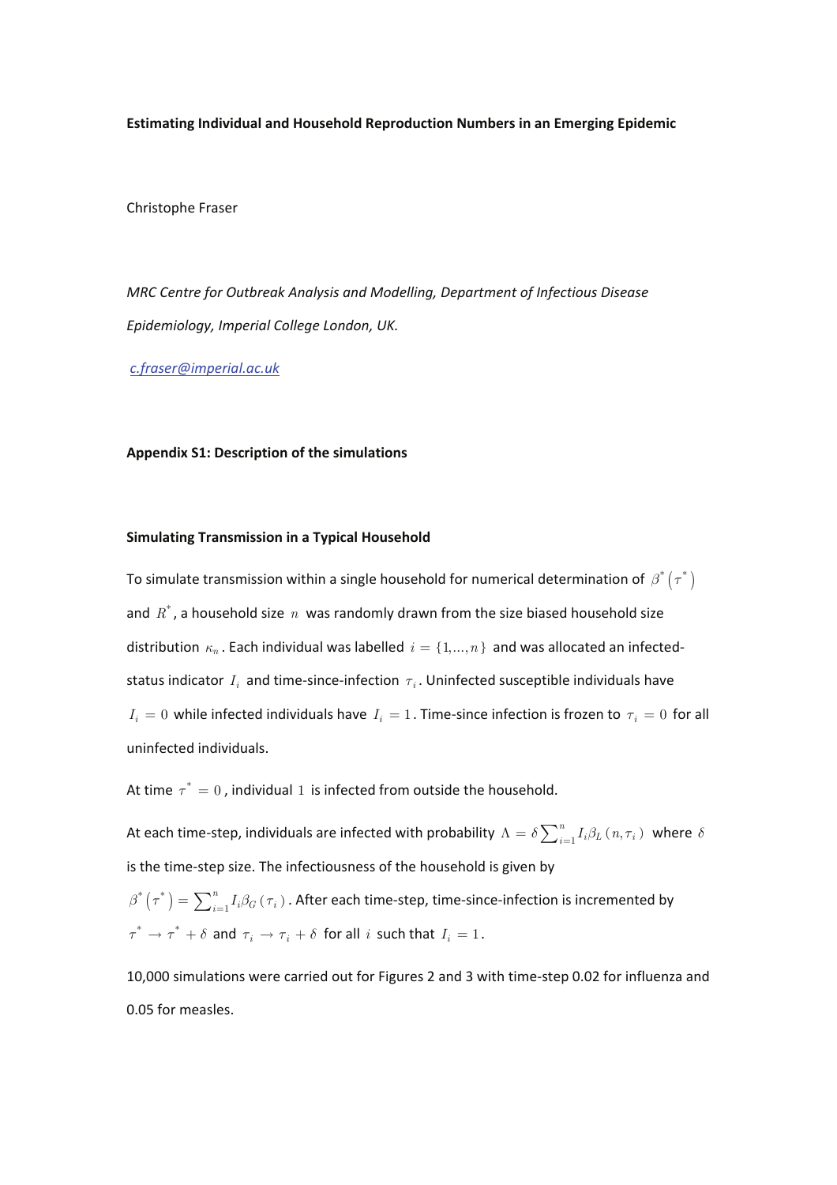**Estimating Individual and Household Reproduction Numbers in an Emerging Epidemic**

Christophe Fraser

*MRC Centre for Outbreak Analysis and Modelling, Department of Infectious Disease Epidemiology, Imperial College London, UK.*

c.fraser@imperial.ac.uk

**Appendix S1: Description of the simulations**

**Simulating Transmission in a Typical Household**

To simulate transmission within a single household for numerical determination of $\beta^*(\tau^*)$ and $R^*$, a household size $n$ was randomly drawn from the size biased household size distribution $\kappa_n$. Each individual was labelled $i = \{1,...,n\}$ and was allocated an infected-status indicator $I_i$ and time-since-infection $\tau_i$. Uninfected susceptible individuals have $I_i = 0$ while infected individuals have $I_i = 1$. Time-since infection is frozen to $\tau_i = 0$ for all uninfected individuals.

At time $\tau^* = 0$, individual $1$ is infected from outside the household.

At each time-step, individuals are infected with probability $\Lambda = \delta \sum_{i=1}^{n} I_i \beta_L(n, \tau_i)$ where $\delta$ is the time-step size. The infectiousness of the household is given by $\beta^*(\tau^*) = \sum_{i=1}^{n} I_i \beta_G(\tau_i)$. After each time-step, time-since-infection is incremented by $\tau^* \to \tau^* + \delta$ and $\tau_i \to \tau_i + \delta$ for all $i$ such that $I_i = 1$.

10,000 simulations were carried out for Figures 2 and 3 with time-step 0.02 for influenza and 0.05 for measles.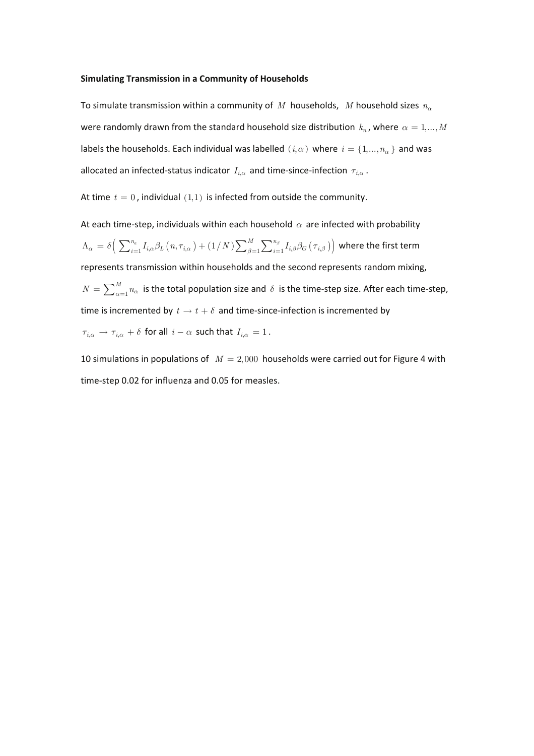**Simulating Transmission in a Community of Households**

To simulate transmission within a community of $M$ households, $M$ household sizes $n_\alpha$ were randomly drawn from the standard household size distribution $k_n$, where $\alpha = 1,\ldots,M$ labels the households. Each individual was labelled $(i,\alpha)$ where $i = \{1,\ldots,n_\alpha\}$ and was allocated an infected-status indicator $I_{i,\alpha}$ and time-since-infection $\tau_{i,\alpha}$.

At time $t = 0$, individual $(1,1)$ is infected from outside the community.

At each time-step, individuals within each household $\alpha$ are infected with probability $\Lambda_\alpha = \delta\Big(\sum_{i=1}^{n_\alpha} I_{i,\alpha}\beta_L\left(n,\tau_{i,\alpha}\right) + (1/N)\sum_{\beta=1}^{M}\sum_{i=1}^{n_\beta} I_{i,\beta}\beta_G\left(\tau_{i,\beta}\right)\Big)$ where the first term represents transmission within households and the second represents random mixing, $N = \sum_{\alpha=1}^{M} n_\alpha$ is the total population size and $\delta$ is the time-step size. After each time-step, time is incremented by $t \to t + \delta$ and time-since-infection is incremented by $\tau_{i,\alpha} \to \tau_{i,\alpha} + \delta$ for all $i - \alpha$ such that $I_{i,\alpha} = 1$.

10 simulations in populations of $M = 2{,}000$ households were carried out for Figure 4 with time-step 0.02 for influenza and 0.05 for measles.